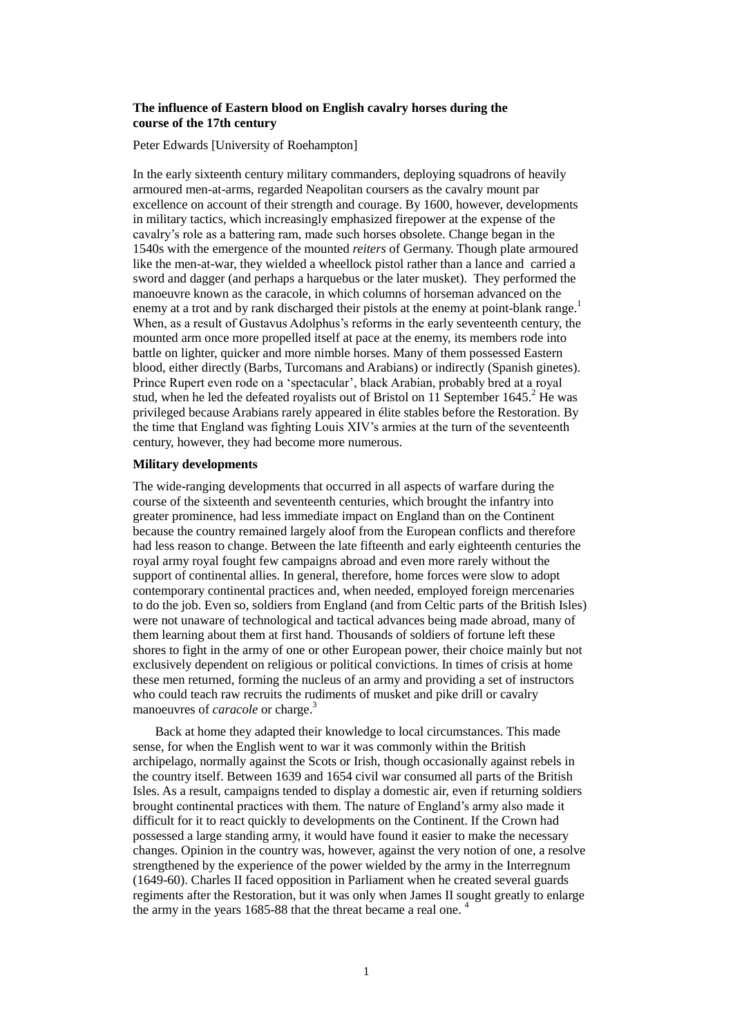**The influence of Eastern blood on English cavalry horses during the course of the 17th century**

Peter Edwards [University of Roehampton]

In the early sixteenth century military commanders, deploying squadrons of heavily armoured men-at-arms, regarded Neapolitan coursers as the cavalry mount par excellence on account of their strength and courage. By 1600, however, developments in military tactics, which increasingly emphasized firepower at the expense of the cavalry's role as a battering ram, made such horses obsolete. Change began in the 1540s with the emergence of the mounted *reiters* of Germany. Though plate armoured like the men-at-war, they wielded a wheellock pistol rather than a lance and carried a sword and dagger (and perhaps a harquebus or the later musket). They performed the manoeuvre known as the caracole, in which columns of horseman advanced on the enemy at a trot and by rank discharged their pistols at the enemy at point-blank range.[1] When, as a result of Gustavus Adolphus's reforms in the early seventeenth century, the mounted arm once more propelled itself at pace at the enemy, its members rode into battle on lighter, quicker and more nimble horses. Many of them possessed Eastern blood, either directly (Barbs, Turcomans and Arabians) or indirectly (Spanish ginetes). Prince Rupert even rode on a 'spectacular', black Arabian, probably bred at a royal stud, when he led the defeated royalists out of Bristol on 11 September 1645.[2] He was privileged because Arabians rarely appeared in élite stables before the Restoration. By the time that England was fighting Louis XIV's armies at the turn of the seventeenth century, however, they had become more numerous.

**Military developments**

The wide-ranging developments that occurred in all aspects of warfare during the course of the sixteenth and seventeenth centuries, which brought the infantry into greater prominence, had less immediate impact on England than on the Continent because the country remained largely aloof from the European conflicts and therefore had less reason to change. Between the late fifteenth and early eighteenth centuries the royal army royal fought few campaigns abroad and even more rarely without the support of continental allies. In general, therefore, home forces were slow to adopt contemporary continental practices and, when needed, employed foreign mercenaries to do the job. Even so, soldiers from England (and from Celtic parts of the British Isles) were not unaware of technological and tactical advances being made abroad, many of them learning about them at first hand. Thousands of soldiers of fortune left these shores to fight in the army of one or other European power, their choice mainly but not exclusively dependent on religious or political convictions. In times of crisis at home these men returned, forming the nucleus of an army and providing a set of instructors who could teach raw recruits the rudiments of musket and pike drill or cavalry manoeuvres of *caracole* or charge.[3]

Back at home they adapted their knowledge to local circumstances. This made sense, for when the English went to war it was commonly within the British archipelago, normally against the Scots or Irish, though occasionally against rebels in the country itself. Between 1639 and 1654 civil war consumed all parts of the British Isles. As a result, campaigns tended to display a domestic air, even if returning soldiers brought continental practices with them. The nature of England's army also made it difficult for it to react quickly to developments on the Continent. If the Crown had possessed a large standing army, it would have found it easier to make the necessary changes. Opinion in the country was, however, against the very notion of one, a resolve strengthened by the experience of the power wielded by the army in the Interregnum (1649-60). Charles II faced opposition in Parliament when he created several guards regiments after the Restoration, but it was only when James II sought greatly to enlarge the army in the years 1685-88 that the threat became a real one.[4]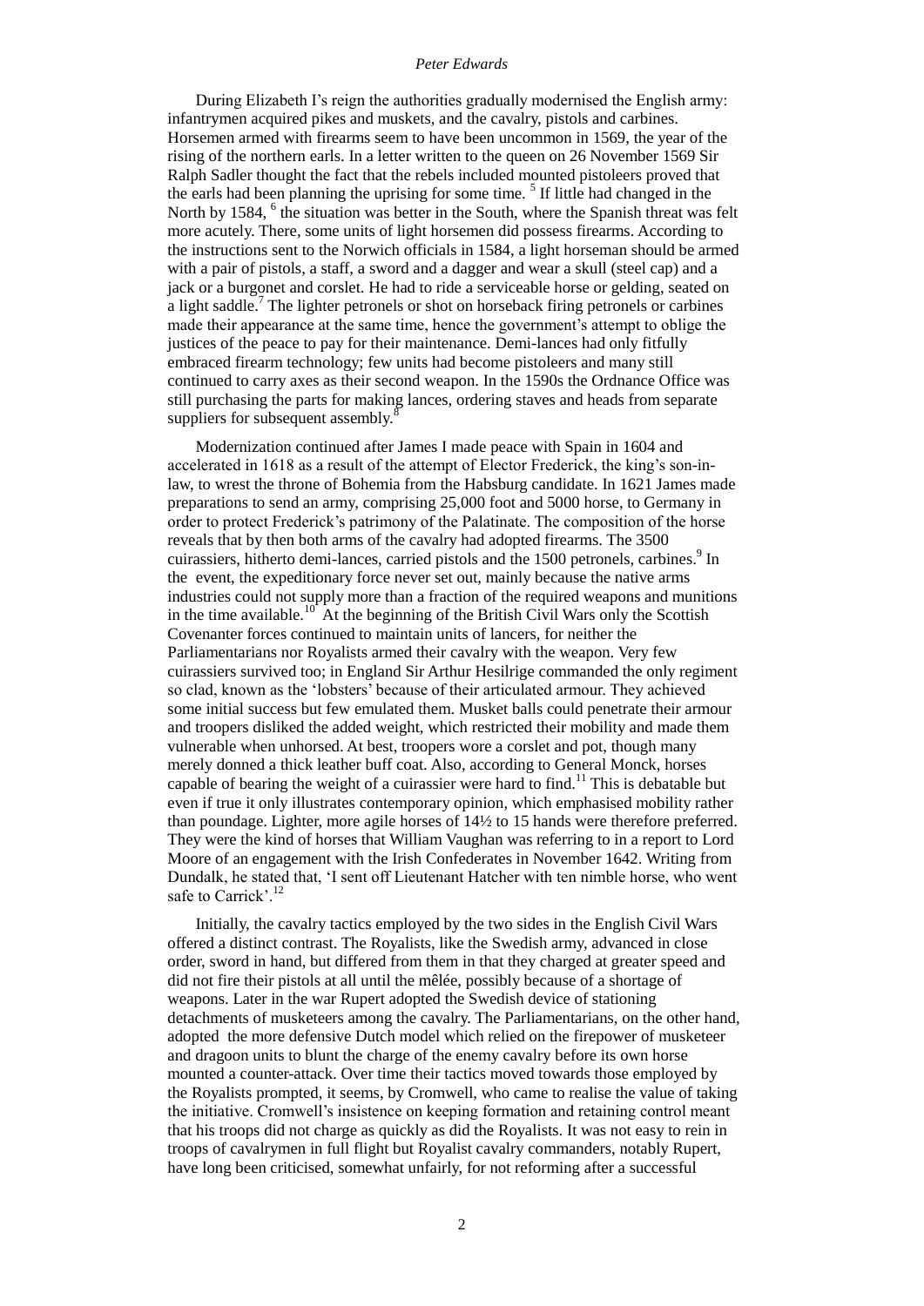During Elizabeth I's reign the authorities gradually modernised the English army: infantrymen acquired pikes and muskets, and the cavalry, pistols and carbines. Horsemen armed with firearms seem to have been uncommon in 1569, the year of the rising of the northern earls. In a letter written to the queen on 26 November 1569 Sir Ralph Sadler thought the fact that the rebels included mounted pistoleers proved that the earls had been planning the uprising for some time. [5] If little had changed in the North by 1584, [6] the situation was better in the South, where the Spanish threat was felt more acutely. There, some units of light horsemen did possess firearms. According to the instructions sent to the Norwich officials in 1584, a light horseman should be armed with a pair of pistols, a staff, a sword and a dagger and wear a skull (steel cap) and a jack or a burgonet and corslet. He had to ride a serviceable horse or gelding, seated on a light saddle.[7] The lighter petronels or shot on horseback firing petronels or carbines made their appearance at the same time, hence the government's attempt to oblige the justices of the peace to pay for their maintenance. Demi-lances had only fitfully embraced firearm technology; few units had become pistoleers and many still continued to carry axes as their second weapon. In the 1590s the Ordnance Office was still purchasing the parts for making lances, ordering staves and heads from separate suppliers for subsequent assembly.[8]

Modernization continued after James I made peace with Spain in 1604 and accelerated in 1618 as a result of the attempt of Elector Frederick, the king's son-in-law, to wrest the throne of Bohemia from the Habsburg candidate. In 1621 James made preparations to send an army, comprising 25,000 foot and 5000 horse, to Germany in order to protect Frederick's patrimony of the Palatinate. The composition of the horse reveals that by then both arms of the cavalry had adopted firearms. The 3500 cuirassiers, hitherto demi-lances, carried pistols and the 1500 petronels, carbines.[9] In the event, the expeditionary force never set out, mainly because the native arms industries could not supply more than a fraction of the required weapons and munitions in the time available.[10] At the beginning of the British Civil Wars only the Scottish Covenanter forces continued to maintain units of lancers, for neither the Parliamentarians nor Royalists armed their cavalry with the weapon. Very few cuirassiers survived too; in England Sir Arthur Hesilrige commanded the only regiment so clad, known as the 'lobsters' because of their articulated armour. They achieved some initial success but few emulated them. Musket balls could penetrate their armour and troopers disliked the added weight, which restricted their mobility and made them vulnerable when unhorsed. At best, troopers wore a corslet and pot, though many merely donned a thick leather buff coat. Also, according to General Monck, horses capable of bearing the weight of a cuirassier were hard to find.[11] This is debatable but even if true it only illustrates contemporary opinion, which emphasised mobility rather than poundage. Lighter, more agile horses of 14½ to 15 hands were therefore preferred. They were the kind of horses that William Vaughan was referring to in a report to Lord Moore of an engagement with the Irish Confederates in November 1642. Writing from Dundalk, he stated that, 'I sent off Lieutenant Hatcher with ten nimble horse, who went safe to Carrick'.[12]

Initially, the cavalry tactics employed by the two sides in the English Civil Wars offered a distinct contrast. The Royalists, like the Swedish army, advanced in close order, sword in hand, but differed from them in that they charged at greater speed and did not fire their pistols at all until the mêlée, possibly because of a shortage of weapons. Later in the war Rupert adopted the Swedish device of stationing detachments of musketeers among the cavalry. The Parliamentarians, on the other hand, adopted the more defensive Dutch model which relied on the firepower of musketeer and dragoon units to blunt the charge of the enemy cavalry before its own horse mounted a counter-attack. Over time their tactics moved towards those employed by the Royalists prompted, it seems, by Cromwell, who came to realise the value of taking the initiative. Cromwell's insistence on keeping formation and retaining control meant that his troops did not charge as quickly as did the Royalists. It was not easy to rein in troops of cavalrymen in full flight but Royalist cavalry commanders, notably Rupert, have long been criticised, somewhat unfairly, for not reforming after a successful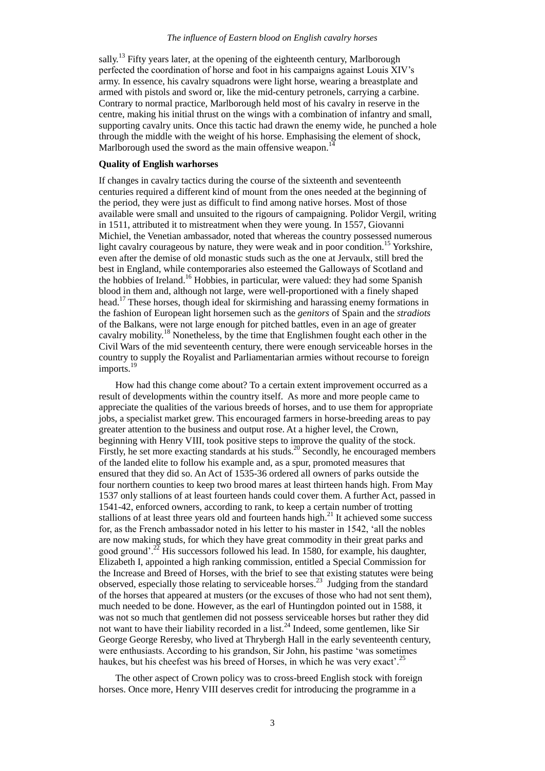sally.[13] Fifty years later, at the opening of the eighteenth century, Marlborough perfected the coordination of horse and foot in his campaigns against Louis XIV's army. In essence, his cavalry squadrons were light horse, wearing a breastplate and armed with pistols and sword or, like the mid-century petronels, carrying a carbine. Contrary to normal practice, Marlborough held most of his cavalry in reserve in the centre, making his initial thrust on the wings with a combination of infantry and small, supporting cavalry units. Once this tactic had drawn the enemy wide, he punched a hole through the middle with the weight of his horse. Emphasising the element of shock, Marlborough used the sword as the main offensive weapon.[14]

**Quality of English warhorses**

If changes in cavalry tactics during the course of the sixteenth and seventeenth centuries required a different kind of mount from the ones needed at the beginning of the period, they were just as difficult to find among native horses. Most of those available were small and unsuited to the rigours of campaigning. Polidor Vergil, writing in 1511, attributed it to mistreatment when they were young. In 1557, Giovanni Michiel, the Venetian ambassador, noted that whereas the country possessed numerous light cavalry courageous by nature, they were weak and in poor condition.[15] Yorkshire, even after the demise of old monastic studs such as the one at Jervaulx, still bred the best in England, while contemporaries also esteemed the Galloways of Scotland and the hobbies of Ireland.[16] Hobbies, in particular, were valued: they had some Spanish blood in them and, although not large, were well-proportioned with a finely shaped head.[17] These horses, though ideal for skirmishing and harassing enemy formations in the fashion of European light horsemen such as the *genitors* of Spain and the *stradiots* of the Balkans, were not large enough for pitched battles, even in an age of greater cavalry mobility.[18] Nonetheless, by the time that Englishmen fought each other in the Civil Wars of the mid seventeenth century, there were enough serviceable horses in the country to supply the Royalist and Parliamentarian armies without recourse to foreign imports.[19]

How had this change come about? To a certain extent improvement occurred as a result of developments within the country itself. As more and more people came to appreciate the qualities of the various breeds of horses, and to use them for appropriate jobs, a specialist market grew. This encouraged farmers in horse-breeding areas to pay greater attention to the business and output rose. At a higher level, the Crown, beginning with Henry VIII, took positive steps to improve the quality of the stock. Firstly, he set more exacting standards at his studs.[20] Secondly, he encouraged members of the landed elite to follow his example and, as a spur, promoted measures that ensured that they did so. An Act of 1535-36 ordered all owners of parks outside the four northern counties to keep two brood mares at least thirteen hands high. From May 1537 only stallions of at least fourteen hands could cover them. A further Act, passed in 1541-42, enforced owners, according to rank, to keep a certain number of trotting stallions of at least three years old and fourteen hands high.[21] It achieved some success for, as the French ambassador noted in his letter to his master in 1542, 'all the nobles are now making studs, for which they have great commodity in their great parks and good ground'.[22] His successors followed his lead. In 1580, for example, his daughter, Elizabeth I, appointed a high ranking commission, entitled a Special Commission for the Increase and Breed of Horses, with the brief to see that existing statutes were being observed, especially those relating to serviceable horses.[23] Judging from the standard of the horses that appeared at musters (or the excuses of those who had not sent them), much needed to be done. However, as the earl of Huntingdon pointed out in 1588, it was not so much that gentlemen did not possess serviceable horses but rather they did not want to have their liability recorded in a list.[24] Indeed, some gentlemen, like Sir George George Reresby, who lived at Thrybergh Hall in the early seventeenth century, were enthusiasts. According to his grandson, Sir John, his pastime 'was sometimes haukes, but his cheefest was his breed of Horses, in which he was very exact'.[25]

The other aspect of Crown policy was to cross-breed English stock with foreign horses. Once more, Henry VIII deserves credit for introducing the programme in a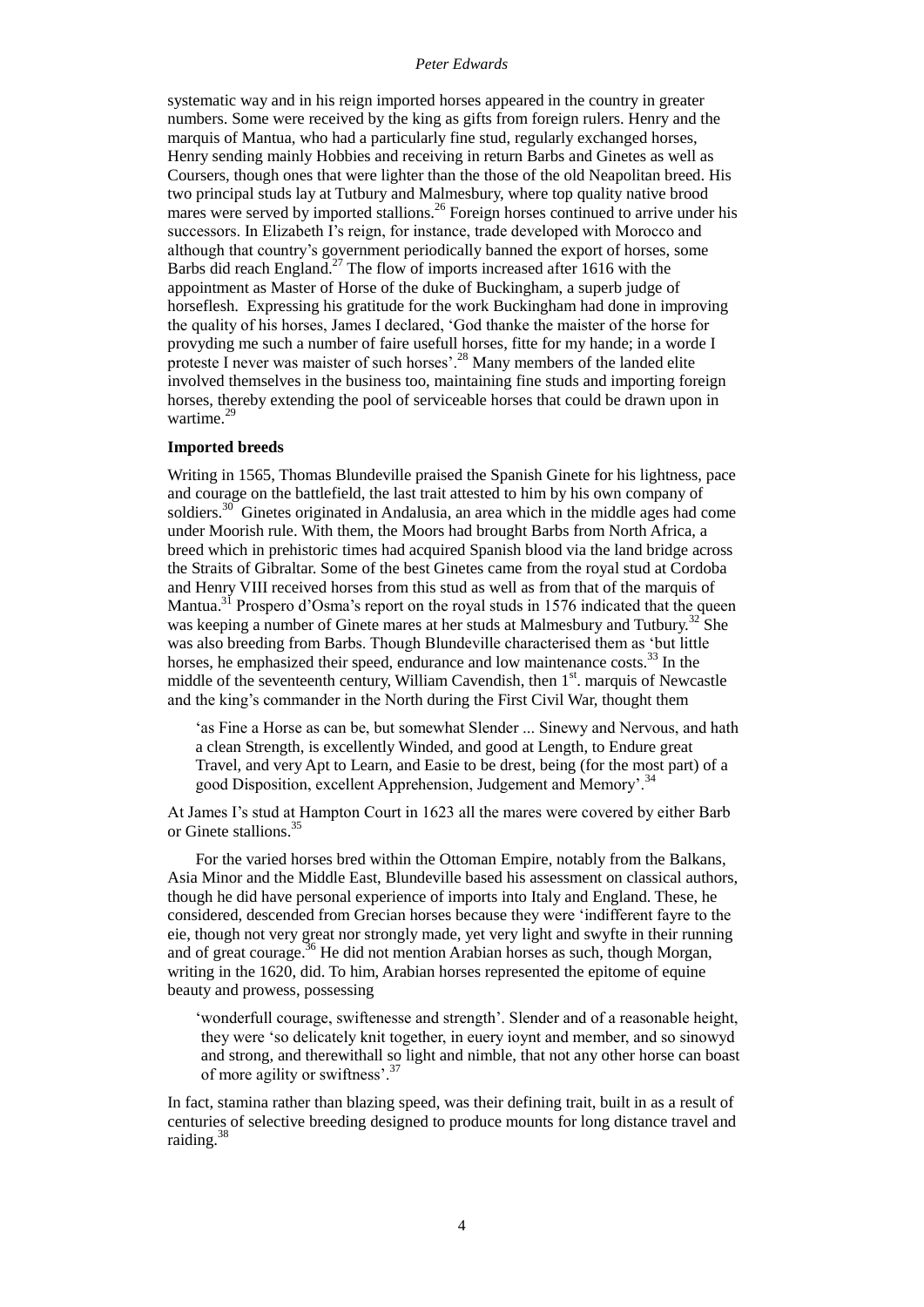systematic way and in his reign imported horses appeared in the country in greater numbers. Some were received by the king as gifts from foreign rulers. Henry and the marquis of Mantua, who had a particularly fine stud, regularly exchanged horses, Henry sending mainly Hobbies and receiving in return Barbs and Ginetes as well as Coursers, though ones that were lighter than the those of the old Neapolitan breed. His two principal studs lay at Tutbury and Malmesbury, where top quality native brood mares were served by imported stallions.[26] Foreign horses continued to arrive under his successors. In Elizabeth I's reign, for instance, trade developed with Morocco and although that country's government periodically banned the export of horses, some Barbs did reach England.[27] The flow of imports increased after 1616 with the appointment as Master of Horse of the duke of Buckingham, a superb judge of horseflesh. Expressing his gratitude for the work Buckingham had done in improving the quality of his horses, James I declared, 'God thanke the maister of the horse for provyding me such a number of faire usefull horses, fitte for my hande; in a worde I proteste I never was maister of such horses'.[28] Many members of the landed elite involved themselves in the business too, maintaining fine studs and importing foreign horses, thereby extending the pool of serviceable horses that could be drawn upon in wartime.[29]

**Imported breeds**

Writing in 1565, Thomas Blundeville praised the Spanish Ginete for his lightness, pace and courage on the battlefield, the last trait attested to him by his own company of soldiers.[30] Ginetes originated in Andalusia, an area which in the middle ages had come under Moorish rule. With them, the Moors had brought Barbs from North Africa, a breed which in prehistoric times had acquired Spanish blood via the land bridge across the Straits of Gibraltar. Some of the best Ginetes came from the royal stud at Cordoba and Henry VIII received horses from this stud as well as from that of the marquis of Mantua.[31] Prospero d'Osma's report on the royal studs in 1576 indicated that the queen was keeping a number of Ginete mares at her studs at Malmesbury and Tutbury.[32] She was also breeding from Barbs. Though Blundeville characterised them as 'but little horses, he emphasized their speed, endurance and low maintenance costs.[33] In the middle of the seventeenth century, William Cavendish, then 1st. marquis of Newcastle and the king's commander in the North during the First Civil War, thought them

> 'as Fine a Horse as can be, but somewhat Slender ... Sinewy and Nervous, and hath a clean Strength, is excellently Winded, and good at Length, to Endure great Travel, and very Apt to Learn, and Easie to be drest, being (for the most part) of a good Disposition, excellent Apprehension, Judgement and Memory'.[34]

At James I's stud at Hampton Court in 1623 all the mares were covered by either Barb or Ginete stallions.[35]

For the varied horses bred within the Ottoman Empire, notably from the Balkans, Asia Minor and the Middle East, Blundeville based his assessment on classical authors, though he did have personal experience of imports into Italy and England. These, he considered, descended from Grecian horses because they were 'indifferent fayre to the eie, though not very great nor strongly made, yet very light and swyfte in their running and of great courage.[36] He did not mention Arabian horses as such, though Morgan, writing in the 1620, did. To him, Arabian horses represented the epitome of equine beauty and prowess, possessing

> 'wonderfull courage, swiftenesse and strength'. Slender and of a reasonable height, they were 'so delicately knit together, in euery ioynt and member, and so sinowyd and strong, and therewithall so light and nimble, that not any other horse can boast of more agility or swiftness'.[37]

In fact, stamina rather than blazing speed, was their defining trait, built in as a result of centuries of selective breeding designed to produce mounts for long distance travel and raiding.[38]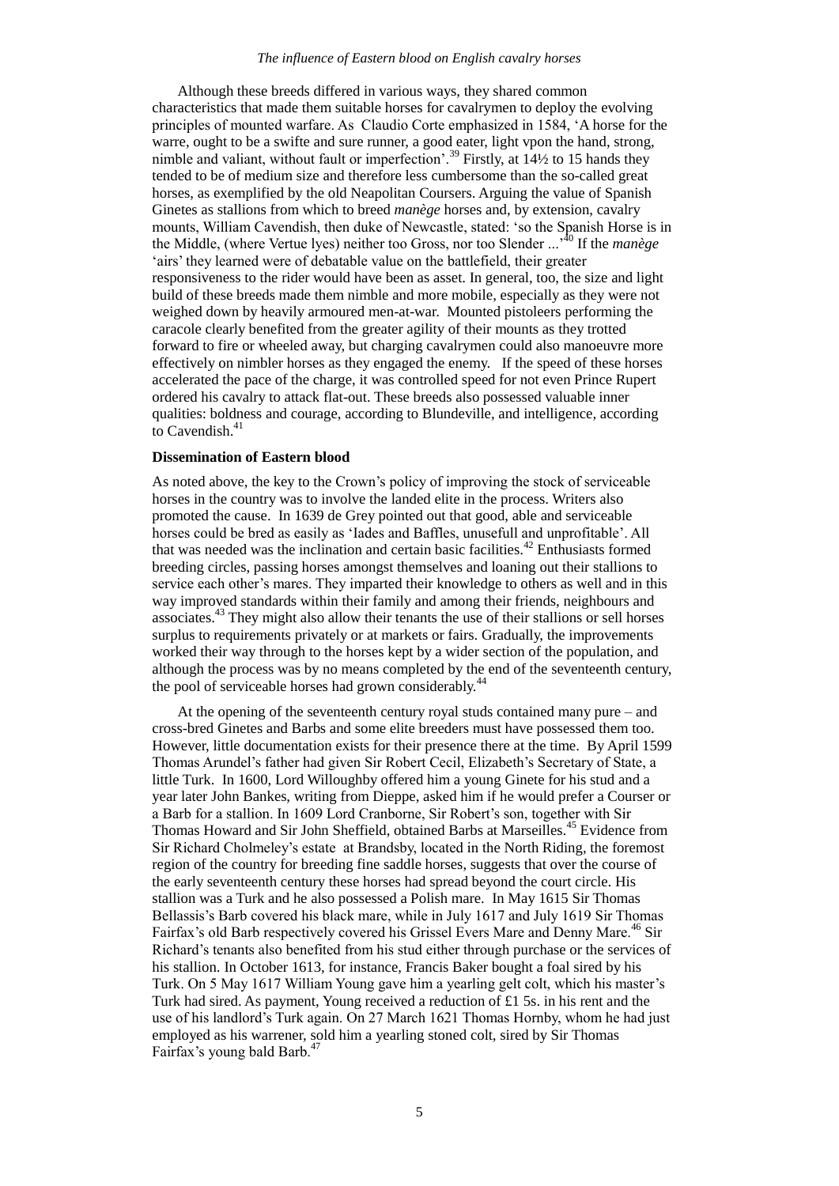Although these breeds differed in various ways, they shared common characteristics that made them suitable horses for cavalrymen to deploy the evolving principles of mounted warfare. As Claudio Corte emphasized in 1584, 'A horse for the warre, ought to be a swifte and sure runner, a good eater, light vpon the hand, strong, nimble and valiant, without fault or imperfection'.[39] Firstly, at 14½ to 15 hands they tended to be of medium size and therefore less cumbersome than the so-called great horses, as exemplified by the old Neapolitan Coursers. Arguing the value of Spanish Ginetes as stallions from which to breed *manège* horses and, by extension, cavalry mounts, William Cavendish, then duke of Newcastle, stated: 'so the Spanish Horse is in the Middle, (where Vertue lyes) neither too Gross, nor too Slender ...'[40] If the *manège* 'airs' they learned were of debatable value on the battlefield, their greater responsiveness to the rider would have been as asset. In general, too, the size and light build of these breeds made them nimble and more mobile, especially as they were not weighed down by heavily armoured men-at-war. Mounted pistoleers performing the caracole clearly benefited from the greater agility of their mounts as they trotted forward to fire or wheeled away, but charging cavalrymen could also manoeuvre more effectively on nimbler horses as they engaged the enemy. If the speed of these horses accelerated the pace of the charge, it was controlled speed for not even Prince Rupert ordered his cavalry to attack flat-out. These breeds also possessed valuable inner qualities: boldness and courage, according to Blundeville, and intelligence, according to Cavendish.[41]

### Dissemination of Eastern blood

As noted above, the key to the Crown's policy of improving the stock of serviceable horses in the country was to involve the landed elite in the process. Writers also promoted the cause. In 1639 de Grey pointed out that good, able and serviceable horses could be bred as easily as 'Iades and Baffles, unusefull and unprofitable'. All that was needed was the inclination and certain basic facilities.[42] Enthusiasts formed breeding circles, passing horses amongst themselves and loaning out their stallions to service each other's mares. They imparted their knowledge to others as well and in this way improved standards within their family and among their friends, neighbours and associates.[43] They might also allow their tenants the use of their stallions or sell horses surplus to requirements privately or at markets or fairs. Gradually, the improvements worked their way through to the horses kept by a wider section of the population, and although the process was by no means completed by the end of the seventeenth century, the pool of serviceable horses had grown considerably.[44]

At the opening of the seventeenth century royal studs contained many pure – and cross-bred Ginetes and Barbs and some elite breeders must have possessed them too. However, little documentation exists for their presence there at the time. By April 1599 Thomas Arundel's father had given Sir Robert Cecil, Elizabeth's Secretary of State, a little Turk. In 1600, Lord Willoughby offered him a young Ginete for his stud and a year later John Bankes, writing from Dieppe, asked him if he would prefer a Courser or a Barb for a stallion. In 1609 Lord Cranborne, Sir Robert's son, together with Sir Thomas Howard and Sir John Sheffield, obtained Barbs at Marseilles.[45] Evidence from Sir Richard Cholmeley's estate at Brandsby, located in the North Riding, the foremost region of the country for breeding fine saddle horses, suggests that over the course of the early seventeenth century these horses had spread beyond the court circle. His stallion was a Turk and he also possessed a Polish mare. In May 1615 Sir Thomas Bellassis's Barb covered his black mare, while in July 1617 and July 1619 Sir Thomas Fairfax's old Barb respectively covered his Grissel Evers Mare and Denny Mare.[46] Sir Richard's tenants also benefited from his stud either through purchase or the services of his stallion. In October 1613, for instance, Francis Baker bought a foal sired by his Turk. On 5 May 1617 William Young gave him a yearling gelt colt, which his master's Turk had sired. As payment, Young received a reduction of £1 5s. in his rent and the use of his landlord's Turk again. On 27 March 1621 Thomas Hornby, whom he had just employed as his warrener, sold him a yearling stoned colt, sired by Sir Thomas Fairfax's young bald Barb.[47]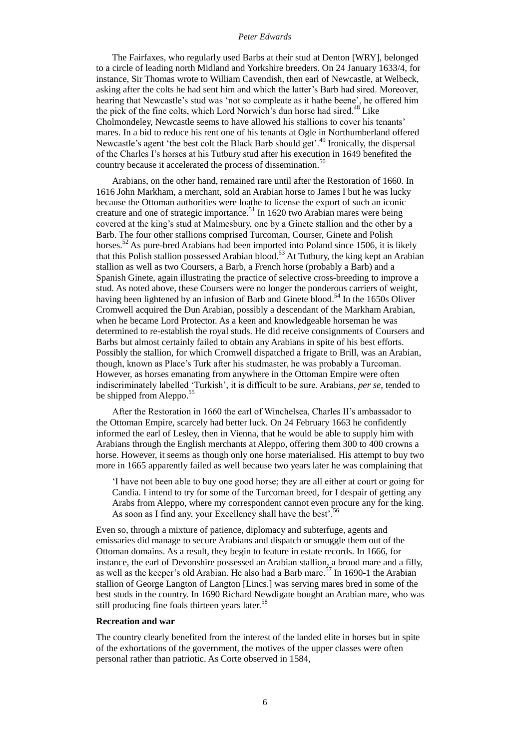The Fairfaxes, who regularly used Barbs at their stud at Denton [WRY], belonged to a circle of leading north Midland and Yorkshire breeders. On 24 January 1633/4, for instance, Sir Thomas wrote to William Cavendish, then earl of Newcastle, at Welbeck, asking after the colts he had sent him and which the latter's Barb had sired. Moreover, hearing that Newcastle's stud was 'not so compleate as it hathe beene', he offered him the pick of the fine colts, which Lord Norwich's dun horse had sired.[48] Like Cholmondeley, Newcastle seems to have allowed his stallions to cover his tenants' mares. In a bid to reduce his rent one of his tenants at Ogle in Northumberland offered Newcastle's agent 'the best colt the Black Barb should get'.[49] Ironically, the dispersal of the Charles I's horses at his Tutbury stud after his execution in 1649 benefited the country because it accelerated the process of dissemination.[50]

Arabians, on the other hand, remained rare until after the Restoration of 1660. In 1616 John Markham, a merchant, sold an Arabian horse to James I but he was lucky because the Ottoman authorities were loathe to license the export of such an iconic creature and one of strategic importance.[51] In 1620 two Arabian mares were being covered at the king's stud at Malmesbury, one by a Ginete stallion and the other by a Barb. The four other stallions comprised Turcoman, Courser, Ginete and Polish horses.[52] As pure-bred Arabians had been imported into Poland since 1506, it is likely that this Polish stallion possessed Arabian blood.[53] At Tutbury, the king kept an Arabian stallion as well as two Coursers, a Barb, a French horse (probably a Barb) and a Spanish Ginete, again illustrating the practice of selective cross-breeding to improve a stud. As noted above, these Coursers were no longer the ponderous carriers of weight, having been lightened by an infusion of Barb and Ginete blood.[54] In the 1650s Oliver Cromwell acquired the Dun Arabian, possibly a descendant of the Markham Arabian, when he became Lord Protector. As a keen and knowledgeable horseman he was determined to re-establish the royal studs. He did receive consignments of Coursers and Barbs but almost certainly failed to obtain any Arabians in spite of his best efforts. Possibly the stallion, for which Cromwell dispatched a frigate to Brill, was an Arabian, though, known as Place's Turk after his studmaster, he was probably a Turcoman. However, as horses emanating from anywhere in the Ottoman Empire were often indiscriminately labelled 'Turkish', it is difficult to be sure. Arabians, *per se*, tended to be shipped from Aleppo.[55]

After the Restoration in 1660 the earl of Winchelsea, Charles II's ambassador to the Ottoman Empire, scarcely had better luck. On 24 February 1663 he confidently informed the earl of Lesley, then in Vienna, that he would be able to supply him with Arabians through the English merchants at Aleppo, offering them 300 to 400 crowns a horse. However, it seems as though only one horse materialised. His attempt to buy two more in 1665 apparently failed as well because two years later he was complaining that

> 'I have not been able to buy one good horse; they are all either at court or going for Candia. I intend to try for some of the Turcoman breed, for I despair of getting any Arabs from Aleppo, where my correspondent cannot even procure any for the king. As soon as I find any, your Excellency shall have the best'.[56]

Even so, through a mixture of patience, diplomacy and subterfuge, agents and emissaries did manage to secure Arabians and dispatch or smuggle them out of the Ottoman domains. As a result, they begin to feature in estate records. In 1666, for instance, the earl of Devonshire possessed an Arabian stallion, a brood mare and a filly, as well as the keeper's old Arabian. He also had a Barb mare.[57] In 1690-1 the Arabian stallion of George Langton of Langton [Lincs.] was serving mares bred in some of the best studs in the country. In 1690 Richard Newdigate bought an Arabian mare, who was still producing fine foals thirteen years later.[58]

**Recreation and war**

The country clearly benefited from the interest of the landed elite in horses but in spite of the exhortations of the government, the motives of the upper classes were often personal rather than patriotic. As Corte observed in 1584,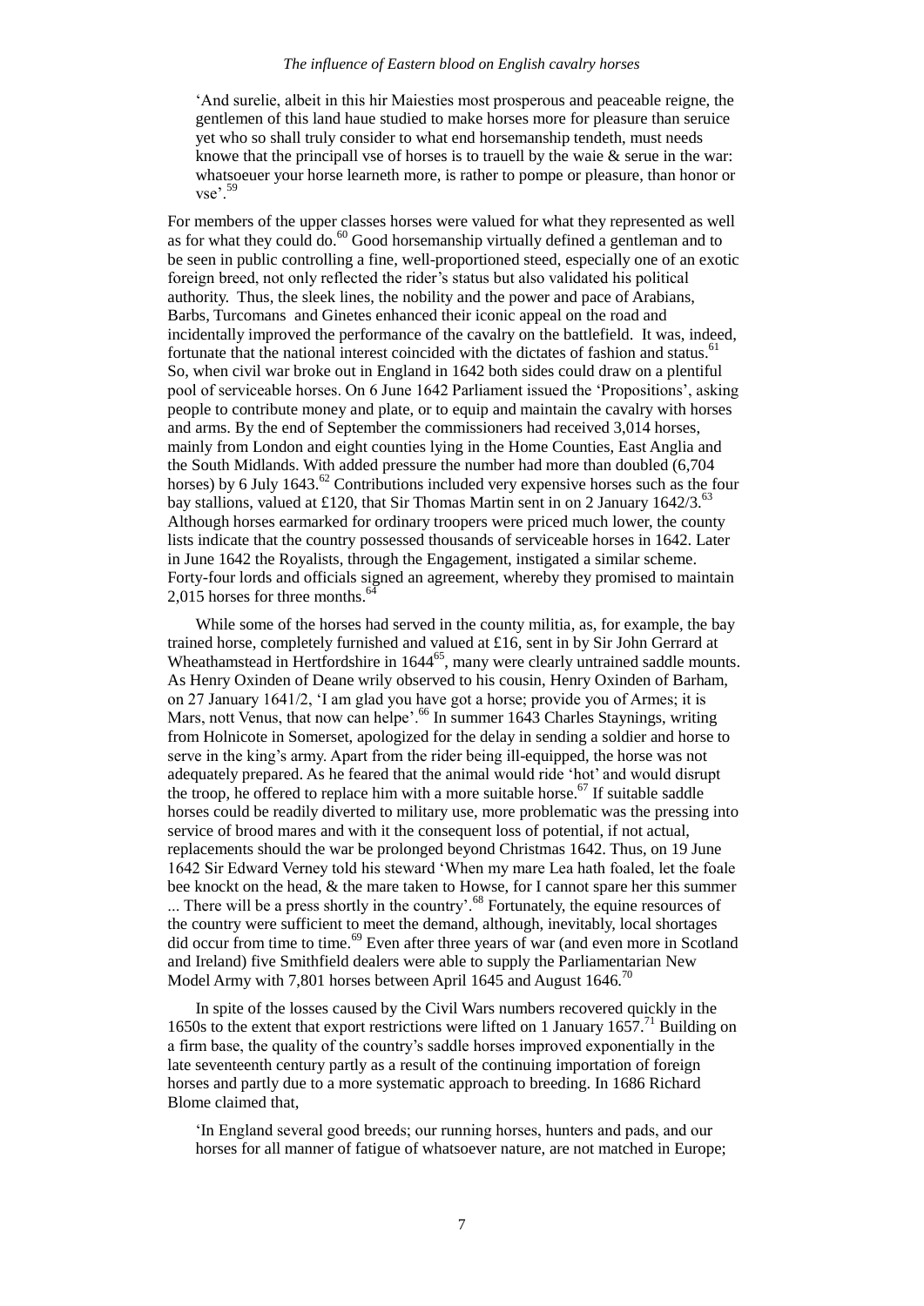> 'And surelie, albeit in this hir Maiesties most prosperous and peaceable reigne, the gentlemen of this land haue studied to make horses more for pleasure than seruice yet who so shall truly consider to what end horsemanship tendeth, must needs knowe that the principall vse of horses is to trauell by the waie & serue in the war: whatsoeuer your horse learneth more, is rather to pompe or pleasure, than honor or vse'.[59]

For members of the upper classes horses were valued for what they represented as well as for what they could do.[60] Good horsemanship virtually defined a gentleman and to be seen in public controlling a fine, well-proportioned steed, especially one of an exotic foreign breed, not only reflected the rider's status but also validated his political authority. Thus, the sleek lines, the nobility and the power and pace of Arabians, Barbs, Turcomans and Ginetes enhanced their iconic appeal on the road and incidentally improved the performance of the cavalry on the battlefield. It was, indeed, fortunate that the national interest coincided with the dictates of fashion and status.[61] So, when civil war broke out in England in 1642 both sides could draw on a plentiful pool of serviceable horses. On 6 June 1642 Parliament issued the 'Propositions', asking people to contribute money and plate, or to equip and maintain the cavalry with horses and arms. By the end of September the commissioners had received 3,014 horses, mainly from London and eight counties lying in the Home Counties, East Anglia and the South Midlands. With added pressure the number had more than doubled (6,704 horses) by 6 July 1643.[62] Contributions included very expensive horses such as the four bay stallions, valued at £120, that Sir Thomas Martin sent in on 2 January 1642/3.[63] Although horses earmarked for ordinary troopers were priced much lower, the county lists indicate that the country possessed thousands of serviceable horses in 1642. Later in June 1642 the Royalists, through the Engagement, instigated a similar scheme. Forty-four lords and officials signed an agreement, whereby they promised to maintain 2,015 horses for three months.[64]

While some of the horses had served in the county militia, as, for example, the bay trained horse, completely furnished and valued at £16, sent in by Sir John Gerrard at Wheathamstead in Hertfordshire in 1644[65], many were clearly untrained saddle mounts. As Henry Oxinden of Deane wrily observed to his cousin, Henry Oxinden of Barham, on 27 January 1641/2, 'I am glad you have got a horse; provide you of Armes; it is Mars, nott Venus, that now can helpe'.[66] In summer 1643 Charles Staynings, writing from Holnicote in Somerset, apologized for the delay in sending a soldier and horse to serve in the king's army. Apart from the rider being ill-equipped, the horse was not adequately prepared. As he feared that the animal would ride 'hot' and would disrupt the troop, he offered to replace him with a more suitable horse.[67] If suitable saddle horses could be readily diverted to military use, more problematic was the pressing into service of brood mares and with it the consequent loss of potential, if not actual, replacements should the war be prolonged beyond Christmas 1642. Thus, on 19 June 1642 Sir Edward Verney told his steward 'When my mare Lea hath foaled, let the foale bee knockt on the head, & the mare taken to Howse, for I cannot spare her this summer ... There will be a press shortly in the country'.[68] Fortunately, the equine resources of the country were sufficient to meet the demand, although, inevitably, local shortages did occur from time to time.[69] Even after three years of war (and even more in Scotland and Ireland) five Smithfield dealers were able to supply the Parliamentarian New Model Army with 7,801 horses between April 1645 and August 1646.[70]

In spite of the losses caused by the Civil Wars numbers recovered quickly in the 1650s to the extent that export restrictions were lifted on 1 January 1657.[71] Building on a firm base, the quality of the country's saddle horses improved exponentially in the late seventeenth century partly as a result of the continuing importation of foreign horses and partly due to a more systematic approach to breeding. In 1686 Richard Blome claimed that,

> 'In England several good breeds; our running horses, hunters and pads, and our horses for all manner of fatigue of whatsoever nature, are not matched in Europe;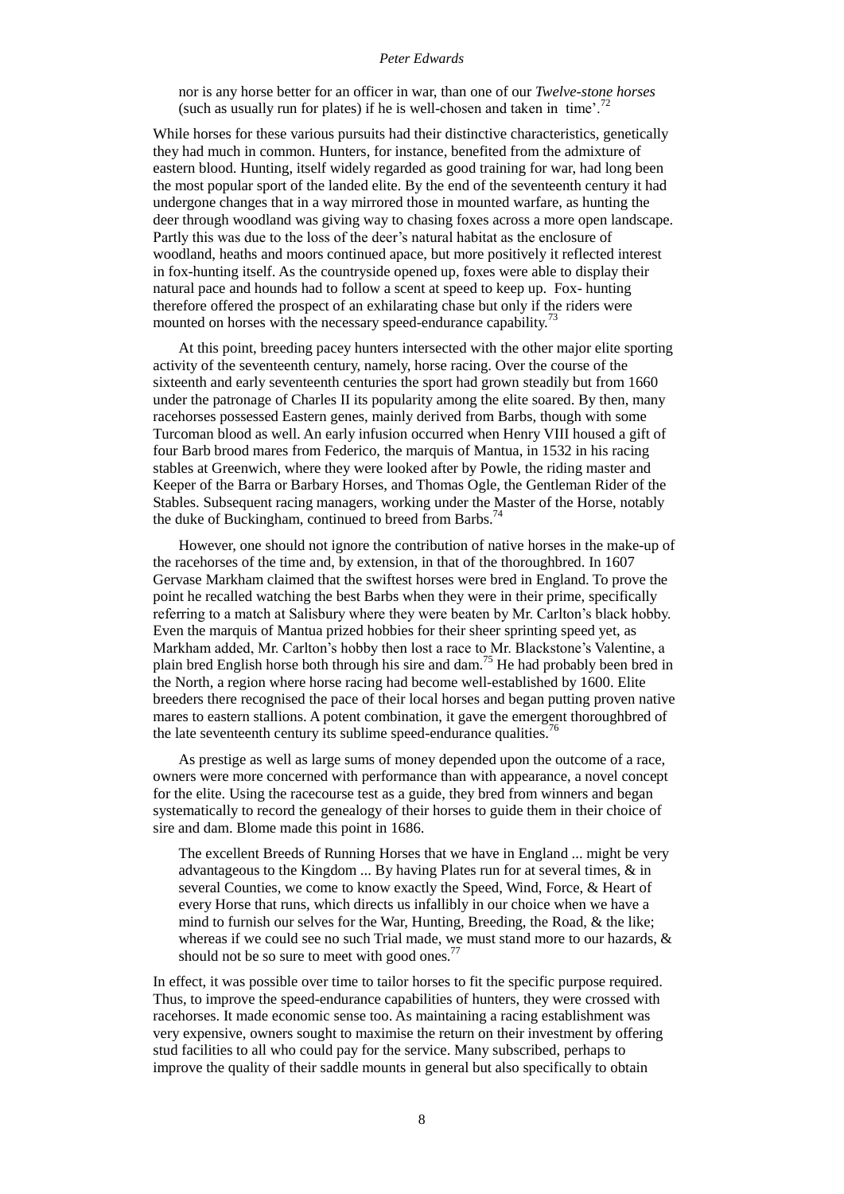> nor is any horse better for an officer in war, than one of our *Twelve-stone horses* (such as usually run for plates) if he is well-chosen and taken in time'.[72]

While horses for these various pursuits had their distinctive characteristics, genetically they had much in common. Hunters, for instance, benefited from the admixture of eastern blood. Hunting, itself widely regarded as good training for war, had long been the most popular sport of the landed elite. By the end of the seventeenth century it had undergone changes that in a way mirrored those in mounted warfare, as hunting the deer through woodland was giving way to chasing foxes across a more open landscape. Partly this was due to the loss of the deer's natural habitat as the enclosure of woodland, heaths and moors continued apace, but more positively it reflected interest in fox-hunting itself. As the countryside opened up, foxes were able to display their natural pace and hounds had to follow a scent at speed to keep up. Fox- hunting therefore offered the prospect of an exhilarating chase but only if the riders were mounted on horses with the necessary speed-endurance capability.[73]

At this point, breeding pacey hunters intersected with the other major elite sporting activity of the seventeenth century, namely, horse racing. Over the course of the sixteenth and early seventeenth centuries the sport had grown steadily but from 1660 under the patronage of Charles II its popularity among the elite soared. By then, many racehorses possessed Eastern genes, mainly derived from Barbs, though with some Turcoman blood as well. An early infusion occurred when Henry VIII housed a gift of four Barb brood mares from Federico, the marquis of Mantua, in 1532 in his racing stables at Greenwich, where they were looked after by Powle, the riding master and Keeper of the Barra or Barbary Horses, and Thomas Ogle, the Gentleman Rider of the Stables. Subsequent racing managers, working under the Master of the Horse, notably the duke of Buckingham, continued to breed from Barbs.[74]

However, one should not ignore the contribution of native horses in the make-up of the racehorses of the time and, by extension, in that of the thoroughbred. In 1607 Gervase Markham claimed that the swiftest horses were bred in England. To prove the point he recalled watching the best Barbs when they were in their prime, specifically referring to a match at Salisbury where they were beaten by Mr. Carlton's black hobby. Even the marquis of Mantua prized hobbies for their sheer sprinting speed yet, as Markham added, Mr. Carlton's hobby then lost a race to Mr. Blackstone's Valentine, a plain bred English horse both through his sire and dam.[75] He had probably been bred in the North, a region where horse racing had become well-established by 1600. Elite breeders there recognised the pace of their local horses and began putting proven native mares to eastern stallions. A potent combination, it gave the emergent thoroughbred of the late seventeenth century its sublime speed-endurance qualities.[76]

As prestige as well as large sums of money depended upon the outcome of a race, owners were more concerned with performance than with appearance, a novel concept for the elite. Using the racecourse test as a guide, they bred from winners and began systematically to record the genealogy of their horses to guide them in their choice of sire and dam. Blome made this point in 1686.

> The excellent Breeds of Running Horses that we have in England ... might be very advantageous to the Kingdom ... By having Plates run for at several times, & in several Counties, we come to know exactly the Speed, Wind, Force, & Heart of every Horse that runs, which directs us infallibly in our choice when we have a mind to furnish our selves for the War, Hunting, Breeding, the Road, & the like; whereas if we could see no such Trial made, we must stand more to our hazards, & should not be so sure to meet with good ones.[77]

In effect, it was possible over time to tailor horses to fit the specific purpose required. Thus, to improve the speed-endurance capabilities of hunters, they were crossed with racehorses. It made economic sense too. As maintaining a racing establishment was very expensive, owners sought to maximise the return on their investment by offering stud facilities to all who could pay for the service. Many subscribed, perhaps to improve the quality of their saddle mounts in general but also specifically to obtain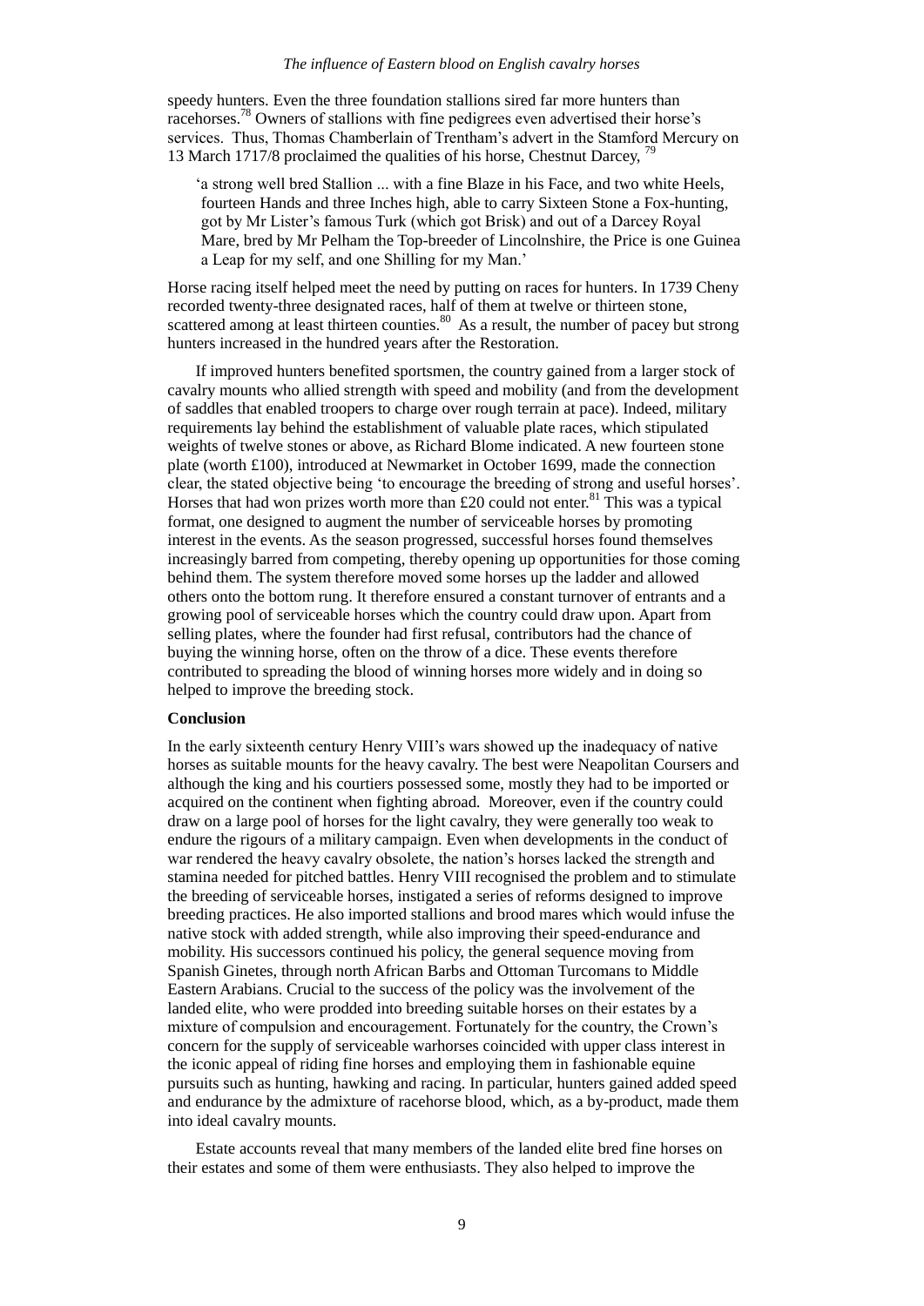speedy hunters. Even the three foundation stallions sired far more hunters than racehorses.[78] Owners of stallions with fine pedigrees even advertised their horse's services. Thus, Thomas Chamberlain of Trentham's advert in the Stamford Mercury on 13 March 1717/8 proclaimed the qualities of his horse, Chestnut Darcey, [79]

> 'a strong well bred Stallion ... with a fine Blaze in his Face, and two white Heels, fourteen Hands and three Inches high, able to carry Sixteen Stone a Fox-hunting, got by Mr Lister's famous Turk (which got Brisk) and out of a Darcey Royal Mare, bred by Mr Pelham the Top-breeder of Lincolnshire, the Price is one Guinea a Leap for my self, and one Shilling for my Man.'

Horse racing itself helped meet the need by putting on races for hunters. In 1739 Cheny recorded twenty-three designated races, half of them at twelve or thirteen stone, scattered among at least thirteen counties.[80] As a result, the number of pacey but strong hunters increased in the hundred years after the Restoration.

If improved hunters benefited sportsmen, the country gained from a larger stock of cavalry mounts who allied strength with speed and mobility (and from the development of saddles that enabled troopers to charge over rough terrain at pace). Indeed, military requirements lay behind the establishment of valuable plate races, which stipulated weights of twelve stones or above, as Richard Blome indicated. A new fourteen stone plate (worth £100), introduced at Newmarket in October 1699, made the connection clear, the stated objective being 'to encourage the breeding of strong and useful horses'. Horses that had won prizes worth more than £20 could not enter.[81] This was a typical format, one designed to augment the number of serviceable horses by promoting interest in the events. As the season progressed, successful horses found themselves increasingly barred from competing, thereby opening up opportunities for those coming behind them. The system therefore moved some horses up the ladder and allowed others onto the bottom rung. It therefore ensured a constant turnover of entrants and a growing pool of serviceable horses which the country could draw upon. Apart from selling plates, where the founder had first refusal, contributors had the chance of buying the winning horse, often on the throw of a dice. These events therefore contributed to spreading the blood of winning horses more widely and in doing so helped to improve the breeding stock.

## Conclusion

In the early sixteenth century Henry VIII's wars showed up the inadequacy of native horses as suitable mounts for the heavy cavalry. The best were Neapolitan Coursers and although the king and his courtiers possessed some, mostly they had to be imported or acquired on the continent when fighting abroad. Moreover, even if the country could draw on a large pool of horses for the light cavalry, they were generally too weak to endure the rigours of a military campaign. Even when developments in the conduct of war rendered the heavy cavalry obsolete, the nation's horses lacked the strength and stamina needed for pitched battles. Henry VIII recognised the problem and to stimulate the breeding of serviceable horses, instigated a series of reforms designed to improve breeding practices. He also imported stallions and brood mares which would infuse the native stock with added strength, while also improving their speed-endurance and mobility. His successors continued his policy, the general sequence moving from Spanish Ginetes, through north African Barbs and Ottoman Turcomans to Middle Eastern Arabians. Crucial to the success of the policy was the involvement of the landed elite, who were prodded into breeding suitable horses on their estates by a mixture of compulsion and encouragement. Fortunately for the country, the Crown's concern for the supply of serviceable warhorses coincided with upper class interest in the iconic appeal of riding fine horses and employing them in fashionable equine pursuits such as hunting, hawking and racing. In particular, hunters gained added speed and endurance by the admixture of racehorse blood, which, as a by-product, made them into ideal cavalry mounts.

Estate accounts reveal that many members of the landed elite bred fine horses on their estates and some of them were enthusiasts. They also helped to improve the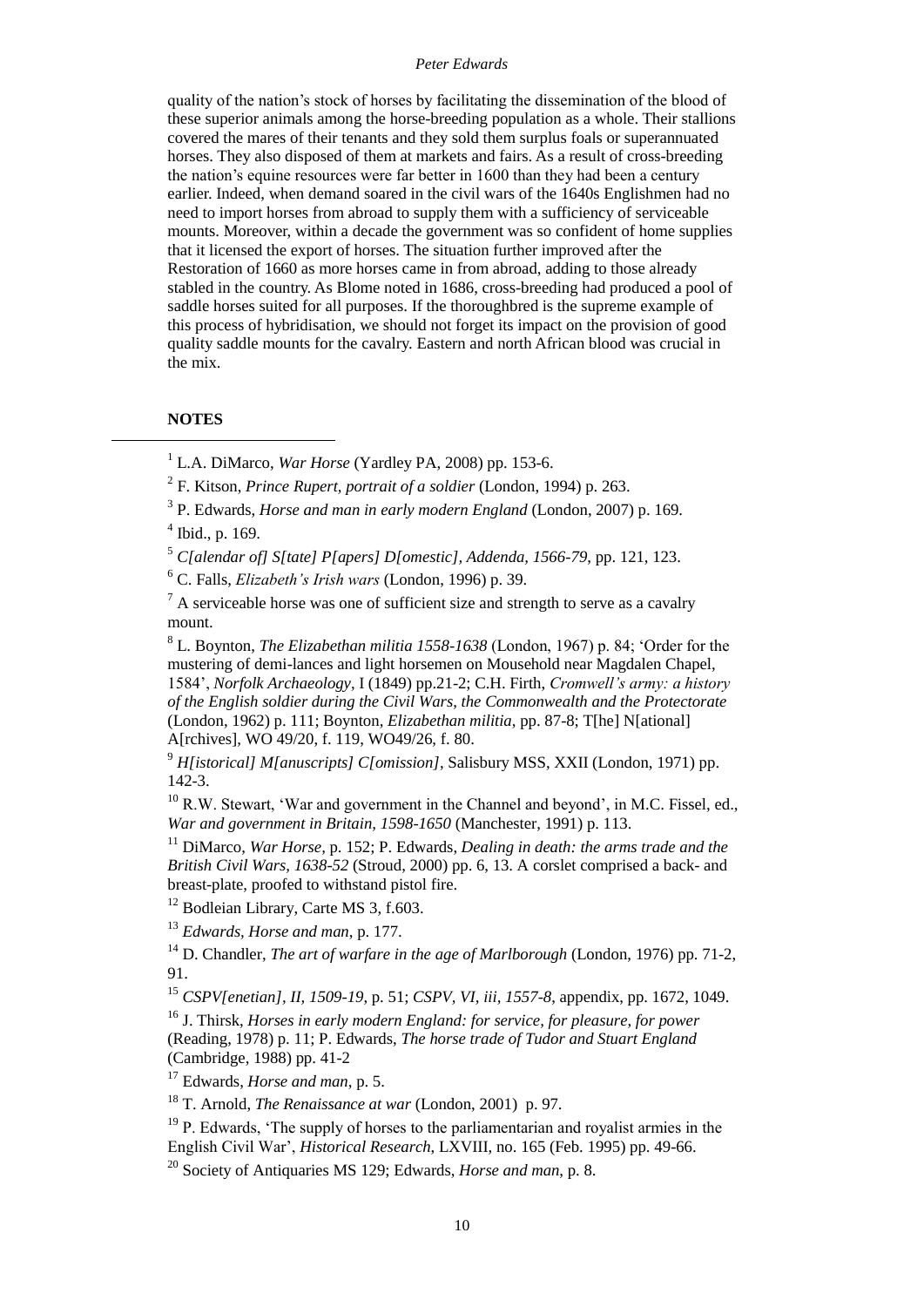quality of the nation's stock of horses by facilitating the dissemination of the blood of these superior animals among the horse-breeding population as a whole. Their stallions covered the mares of their tenants and they sold them surplus foals or superannuated horses. They also disposed of them at markets and fairs. As a result of cross-breeding the nation's equine resources were far better in 1600 than they had been a century earlier. Indeed, when demand soared in the civil wars of the 1640s Englishmen had no need to import horses from abroad to supply them with a sufficiency of serviceable mounts. Moreover, within a decade the government was so confident of home supplies that it licensed the export of horses. The situation further improved after the Restoration of 1660 as more horses came in from abroad, adding to those already stabled in the country. As Blome noted in 1686, cross-breeding had produced a pool of saddle horses suited for all purposes. If the thoroughbred is the supreme example of this process of hybridisation, we should not forget its impact on the provision of good quality saddle mounts for the cavalry. Eastern and north African blood was crucial in the mix.

**NOTES**

[1] L.A. DiMarco, *War Horse* (Yardley PA, 2008) pp. 153-6.

[2] F. Kitson, *Prince Rupert, portrait of a soldier* (London, 1994) p. 263.

[3] P. Edwards, *Horse and man in early modern England* (London, 2007) p. 169.

[4] Ibid., p. 169.

[5] *C[alendar of] S[tate] P[apers] D[omestic], Addenda, 1566-79*, pp. 121, 123.

[6] C. Falls, *Elizabeth's Irish wars* (London, 1996) p. 39.

[7] A serviceable horse was one of sufficient size and strength to serve as a cavalry mount.

[8] L. Boynton, *The Elizabethan militia 1558-1638* (London, 1967) p. 84; 'Order for the mustering of demi-lances and light horsemen on Mousehold near Magdalen Chapel, 1584', *Norfolk Archaeology*, I (1849) pp.21-2; C.H. Firth, *Cromwell's army: a history of the English soldier during the Civil Wars, the Commonwealth and the Protectorate* (London, 1962) p. 111; Boynton, *Elizabethan militia*, pp. 87-8; T[he] N[ational] A[rchives], WO 49/20, f. 119, WO49/26, f. 80.

[9] *H[istorical] M[anuscripts] C[omission]*, Salisbury MSS, XXII (London, 1971) pp. 142-3.

[10] R.W. Stewart, 'War and government in the Channel and beyond', in M.C. Fissel, ed., *War and government in Britain, 1598-1650* (Manchester, 1991) p. 113.

[11] DiMarco, *War Horse*, p. 152; P. Edwards, *Dealing in death: the arms trade and the British Civil Wars, 1638-52* (Stroud, 2000) pp. 6, 13. A corslet comprised a back- and breast-plate, proofed to withstand pistol fire.

[12] Bodleian Library, Carte MS 3, f.603.

[13] *Edwards, Horse and man*, p. 177.

[14] D. Chandler, *The art of warfare in the age of Marlborough* (London, 1976) pp. 71-2, 91.

[15] *CSPV[enetian], II, 1509-19*, p. 51; *CSPV, VI, iii, 1557-8*, appendix, pp. 1672, 1049.

[16] J. Thirsk, *Horses in early modern England: for service, for pleasure, for power* (Reading, 1978) p. 11; P. Edwards, *The horse trade of Tudor and Stuart England* (Cambridge, 1988) pp. 41-2

[17] Edwards, *Horse and man*, p. 5.

[18] T. Arnold, *The Renaissance at war* (London, 2001) p. 97.

[19] P. Edwards, 'The supply of horses to the parliamentarian and royalist armies in the English Civil War', *Historical Research*, LXVIII, no. 165 (Feb. 1995) pp. 49-66.

[20] Society of Antiquaries MS 129; Edwards, *Horse and man*, p. 8.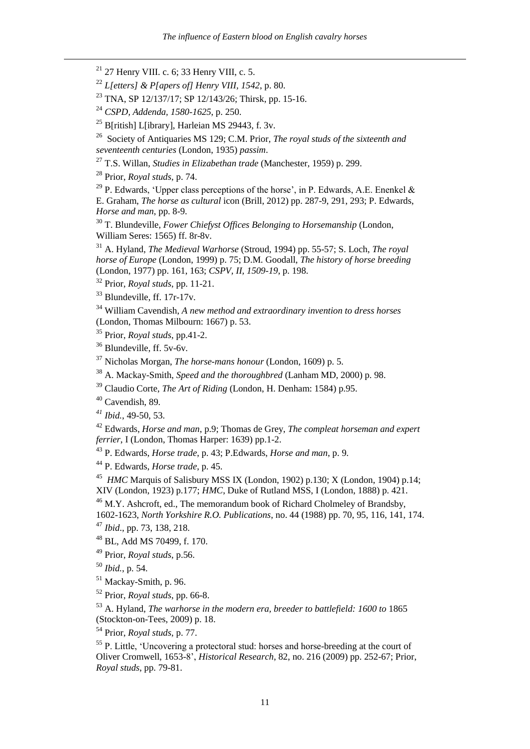[21] 27 Henry VIII. c. 6; 33 Henry VIII, c. 5.

[22] *L[etters] & P[apers of] Henry VIII, 1542*, p. 80.

[23] TNA, SP 12/137/17; SP 12/143/26; Thirsk, pp. 15-16.

[24] *CSPD, Addenda, 1580-1625*, p. 250.

[25] B[ritish] L[ibrary], Harleian MS 29443, f. 3v.

[26] Society of Antiquaries MS 129; C.M. Prior, *The royal studs of the sixteenth and seventeenth centuries* (London, 1935) *passim*.

[27] T.S. Willan, *Studies in Elizabethan trade* (Manchester, 1959) p. 299.

[28] Prior, *Royal studs*, p. 74.

[29] P. Edwards, 'Upper class perceptions of the horse', in P. Edwards, A.E. Enenkel & E. Graham, *The horse as cultural* icon (Brill, 2012) pp. 287-9, 291, 293; P. Edwards, *Horse and man*, pp. 8-9.

[30] T. Blundeville, *Fower Chiefyst Offices Belonging to Horsemanship* (London, William Seres: 1565) ff. 8r-8v.

[31] A. Hyland, *The Medieval Warhorse* (Stroud, 1994) pp. 55-57; S. Loch, *The royal horse of Europe* (London, 1999) p. 75; D.M. Goodall, *The history of horse breeding* (London, 1977) pp. 161, 163; *CSPV, II, 1509-19*, p. 198.

[32] Prior, *Royal studs*, pp. 11-21.

[33] Blundeville, ff. 17r-17v.

[34] William Cavendish, *A new method and extraordinary invention to dress horses* (London, Thomas Milbourn: 1667) p. 53.

[35] Prior, *Royal studs*, pp.41-2.

[36] Blundeville, ff. 5v-6v.

[37] Nicholas Morgan, *The horse-mans honour* (London, 1609) p. 5.

[38] A. Mackay-Smith, *Speed and the thoroughbred* (Lanham MD, 2000) p. 98.

[39] Claudio Corte, *The Art of Riding* (London, H. Denham: 1584) p.95.

[40] Cavendish, 89.

[41] *Ibid.*, 49-50, 53.

[42] Edwards, *Horse and man*, p.9; Thomas de Grey, *The compleat horseman and expert ferrier*, I (London, Thomas Harper: 1639) pp.1-2.

[43] P. Edwards, *Horse trade*, p. 43; P.Edwards, *Horse and man*, p. 9.

[44] P. Edwards, *Horse trade*, p. 45.

[45] *HMC* Marquis of Salisbury MSS IX (London, 1902) p.130; X (London, 1904) p.14; XIV (London, 1923) p.177; *HMC*, Duke of Rutland MSS, I (London, 1888) p. 421.

[46] M.Y. Ashcroft, ed., The memorandum book of Richard Cholmeley of Brandsby, 1602-1623, *North Yorkshire R.O. Publications*, no. 44 (1988) pp. 70, 95, 116, 141, 174.

[47] *Ibid.*, pp. 73, 138, 218.

[48] BL, Add MS 70499, f. 170.

[49] Prior, *Royal studs*, p.56.

[50] *Ibid.*, p. 54.

[51] Mackay-Smith, p. 96.

[52] Prior, *Royal studs*, pp. 66-8.

[53] A. Hyland, *The warhorse in the modern era, breeder to battlefield: 1600 to* 1865 (Stockton-on-Tees, 2009) p. 18.

[54] Prior, *Royal studs*, p. 77.

[55] P. Little, 'Uncovering a protectoral stud: horses and horse-breeding at the court of Oliver Cromwell, 1653-8', *Historical Research*, 82, no. 216 (2009) pp. 252-67; Prior, *Royal studs*, pp. 79-81.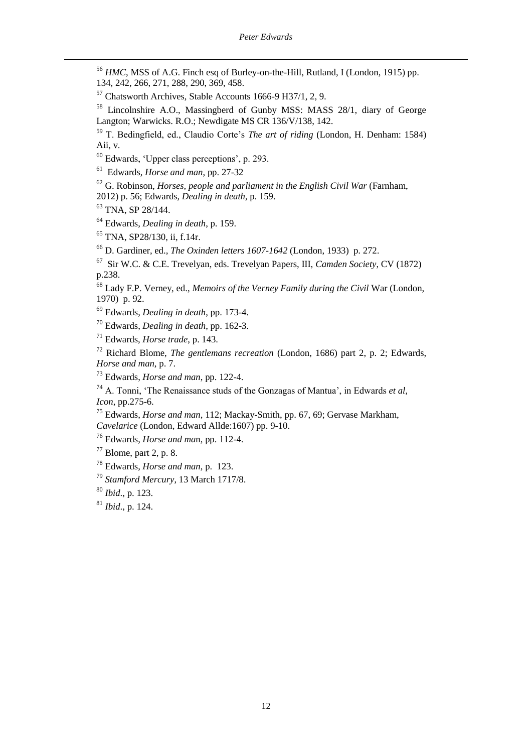[56] *HMC*, MSS of A.G. Finch esq of Burley-on-the-Hill, Rutland, I (London, 1915) pp. 134, 242, 266, 271, 288, 290, 369, 458.

[57] Chatsworth Archives, Stable Accounts 1666-9 H37/1, 2, 9.

[58] Lincolnshire A.O., Massingberd of Gunby MSS: MASS 28/1, diary of George Langton; Warwicks. R.O.; Newdigate MS CR 136/V/138, 142.

[59] T. Bedingfield, ed., Claudio Corte's *The art of riding* (London, H. Denham: 1584) Aii, v.

[60] Edwards, 'Upper class perceptions', p. 293.

[61] Edwards, *Horse and man*, pp. 27-32

[62] G. Robinson, *Horses, people and parliament in the English Civil War* (Farnham, 2012) p. 56; Edwards, *Dealing in death*, p. 159.

[63] TNA, SP 28/144.

[64] Edwards, *Dealing in death*, p. 159.

[65] TNA, SP28/130, ii, f.14r.

[66] D. Gardiner, ed., *The Oxinden letters 1607-1642* (London, 1933) p. 272.

[67] Sir W.C. & C.E. Trevelyan, eds. Trevelyan Papers, III, *Camden Society*, CV (1872) p.238.

[68] Lady F.P. Verney, ed., *Memoirs of the Verney Family during the Civil* War (London, 1970) p. 92.

[69] Edwards, *Dealing in death*, pp. 173-4.

[70] Edwards, *Dealing in death*, pp. 162-3.

[71] Edwards, *Horse trade*, p. 143.

[72] Richard Blome, *The gentlemans recreation* (London, 1686) part 2, p. 2; Edwards, *Horse and man*, p. 7.

[73] Edwards, *Horse and man*, pp. 122-4.

[74] A. Tonni, 'The Renaissance studs of the Gonzagas of Mantua', in Edwards *et al*, *Icon*, pp.275-6.

[75] Edwards, *Horse and man*, 112; Mackay-Smith, pp. 67, 69; Gervase Markham, *Cavelarice* (London, Edward Allde:1607) pp. 9-10.

[76] Edwards, *Horse and man*, pp. 112-4.

[77] Blome, part 2, p. 8.

[78] Edwards, *Horse and man*, p. 123.

[79] *Stamford Mercury*, 13 March 1717/8.

[80] *Ibid*., p. 123.

[81] *Ibid*., p. 124.